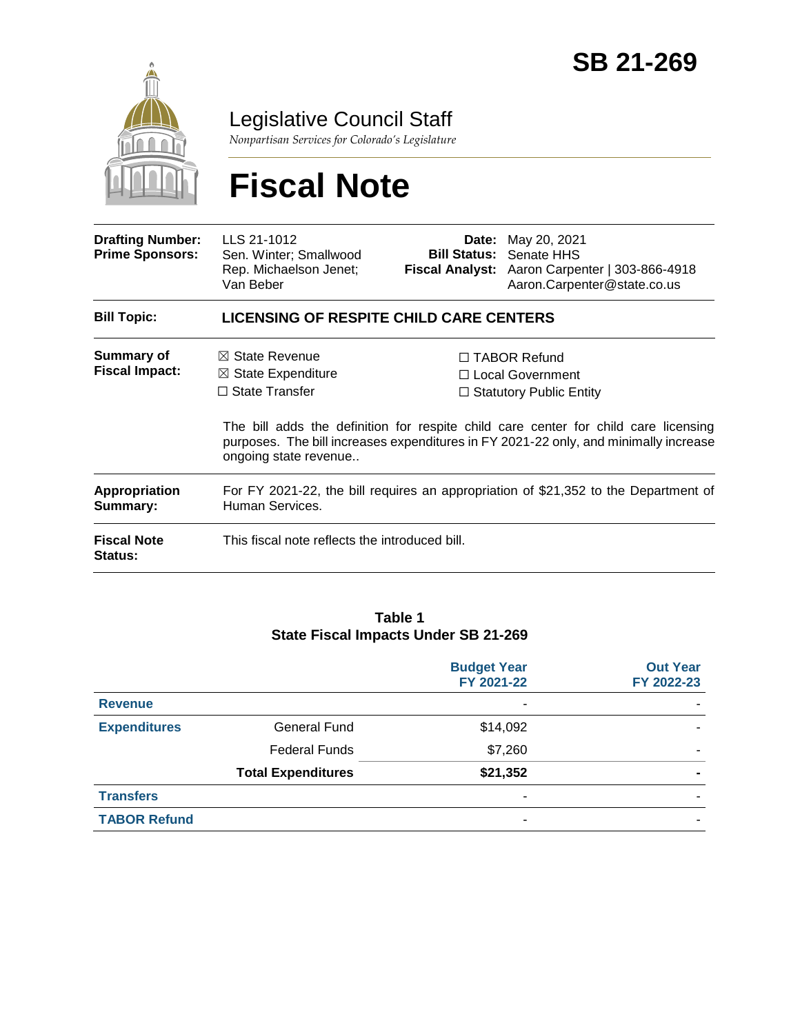# SB 21-269

## Legislative Council Staff

*Nonpartisan Services for Colorado's Legislature*

# Fiscal Note

| | | | |
|---|---|---|---|
| **Drafting Number:** | LLS 21-1012 | **Date:** | May 20, 2021 |
| **Prime Sponsors:** | Sen. Winter; Smallwood<br>Rep. Michaelson Jenet; Van Beber | **Bill Status:** | Senate HHS |
| | | **Fiscal Analyst:** | Aaron Carpenter \| 303-866-4918<br>Aaron.Carpenter@state.co.us |

**Bill Topic:** **LICENSING OF RESPITE CHILD CARE CENTERS**

**Summary of Fiscal Impact:**

- ☒ State Revenue
- ☒ State Expenditure
- ☐ State Transfer
- ☐ TABOR Refund
- ☐ Local Government
- ☐ Statutory Public Entity

The bill adds the definition for respite child care center for child care licensing purposes. The bill increases expenditures in FY 2021-22 only, and minimally increase ongoing state revenue..

**Appropriation Summary:** For FY 2021-22, the bill requires an appropriation of $21,352 to the Department of Human Services.

**Fiscal Note Status:** This fiscal note reflects the introduced bill.

**Table 1**
**State Fiscal Impacts Under SB 21-269**

| | | Budget Year FY 2021-22 | Out Year FY 2022-23 |
|---|---|---|---|
| **Revenue** | | - | - |
| **Expenditures** | General Fund | $14,092 | - |
| | Federal Funds | $7,260 | - |
| | **Total Expenditures** | **$21,352** | **-** |
| **Transfers** | | - | - |
| **TABOR Refund** | | - | - |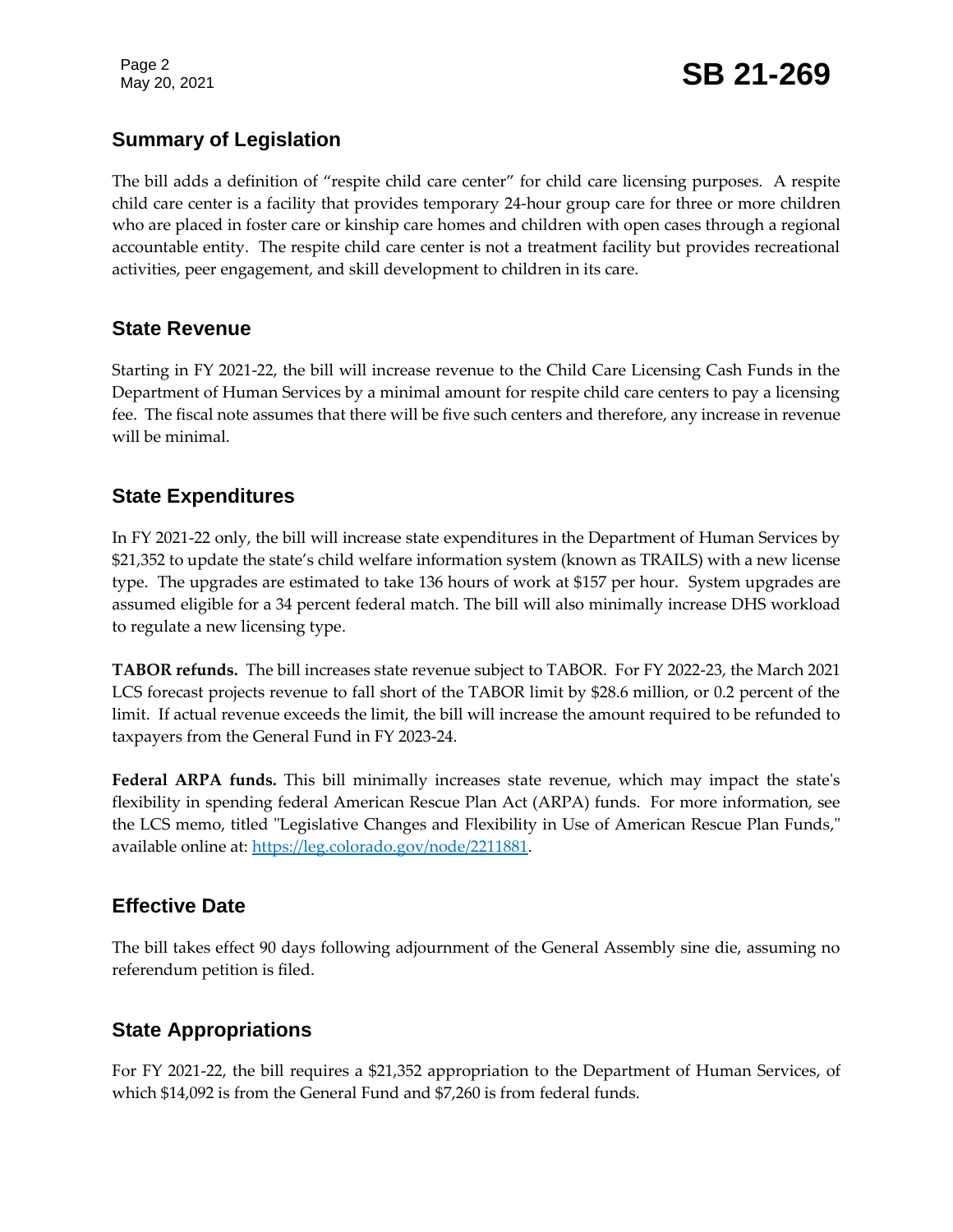## Summary of Legislation

The bill adds a definition of "respite child care center" for child care licensing purposes. A respite child care center is a facility that provides temporary 24-hour group care for three or more children who are placed in foster care or kinship care homes and children with open cases through a regional accountable entity. The respite child care center is not a treatment facility but provides recreational activities, peer engagement, and skill development to children in its care.

## State Revenue

Starting in FY 2021-22, the bill will increase revenue to the Child Care Licensing Cash Funds in the Department of Human Services by a minimal amount for respite child care centers to pay a licensing fee. The fiscal note assumes that there will be five such centers and therefore, any increase in revenue will be minimal.

## State Expenditures

In FY 2021-22 only, the bill will increase state expenditures in the Department of Human Services by $21,352 to update the state's child welfare information system (known as TRAILS) with a new license type. The upgrades are estimated to take 136 hours of work at $157 per hour. System upgrades are assumed eligible for a 34 percent federal match. The bill will also minimally increase DHS workload to regulate a new licensing type.

**TABOR refunds.** The bill increases state revenue subject to TABOR. For FY 2022-23, the March 2021 LCS forecast projects revenue to fall short of the TABOR limit by $28.6 million, or 0.2 percent of the limit. If actual revenue exceeds the limit, the bill will increase the amount required to be refunded to taxpayers from the General Fund in FY 2023-24.

**Federal ARPA funds.** This bill minimally increases state revenue, which may impact the state's flexibility in spending federal American Rescue Plan Act (ARPA) funds. For more information, see the LCS memo, titled "Legislative Changes and Flexibility in Use of American Rescue Plan Funds," available online at: [https://leg.colorado.gov/node/2211881](https://leg.colorado.gov/node/2211881).

## Effective Date

The bill takes effect 90 days following adjournment of the General Assembly sine die, assuming no referendum petition is filed.

## State Appropriations

For FY 2021-22, the bill requires a $21,352 appropriation to the Department of Human Services, of which $14,092 is from the General Fund and $7,260 is from federal funds.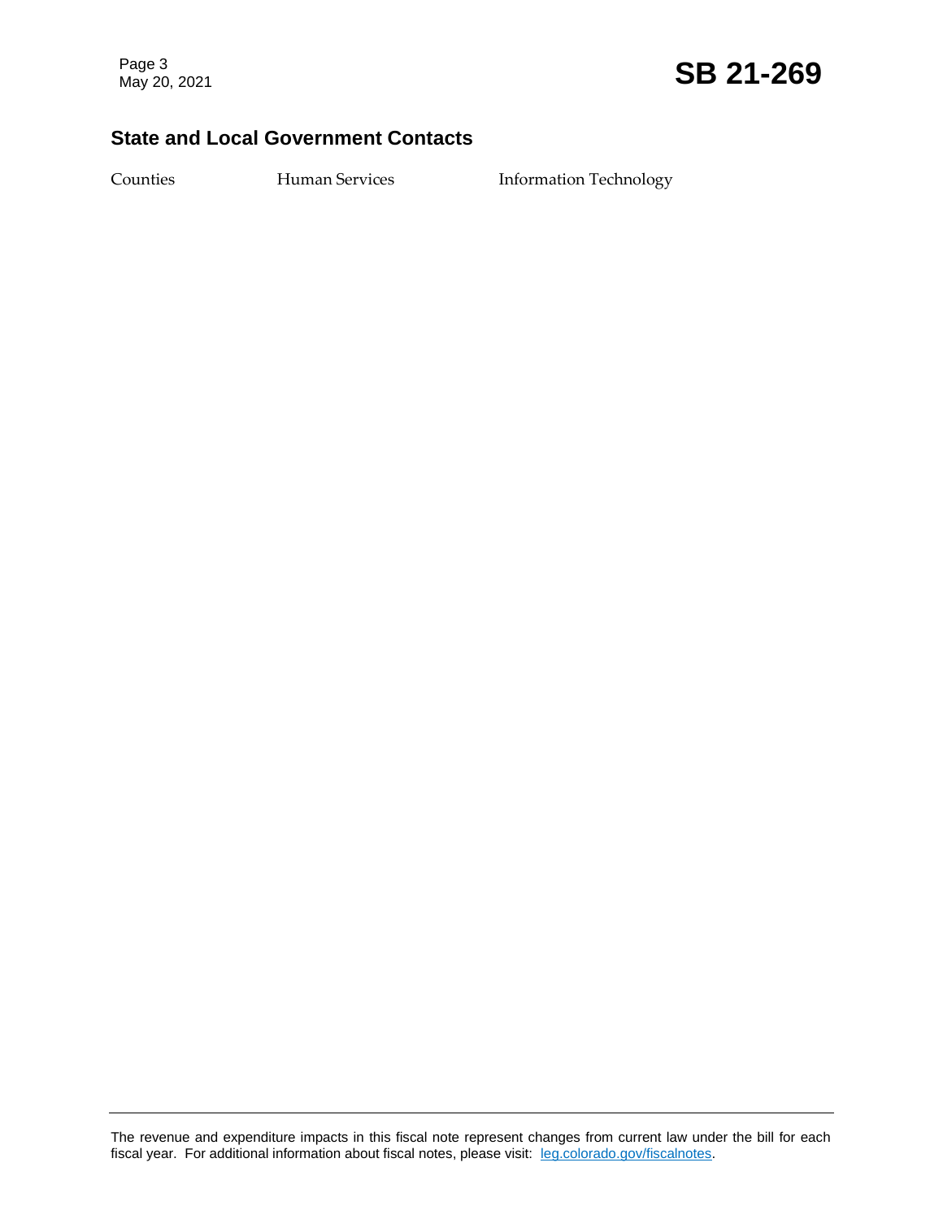## State and Local Government Contacts

Counties    Human Services    Information Technology

The revenue and expenditure impacts in this fiscal note represent changes from current law under the bill for each fiscal year. For additional information about fiscal notes, please visit: leg.colorado.gov/fiscalnotes.